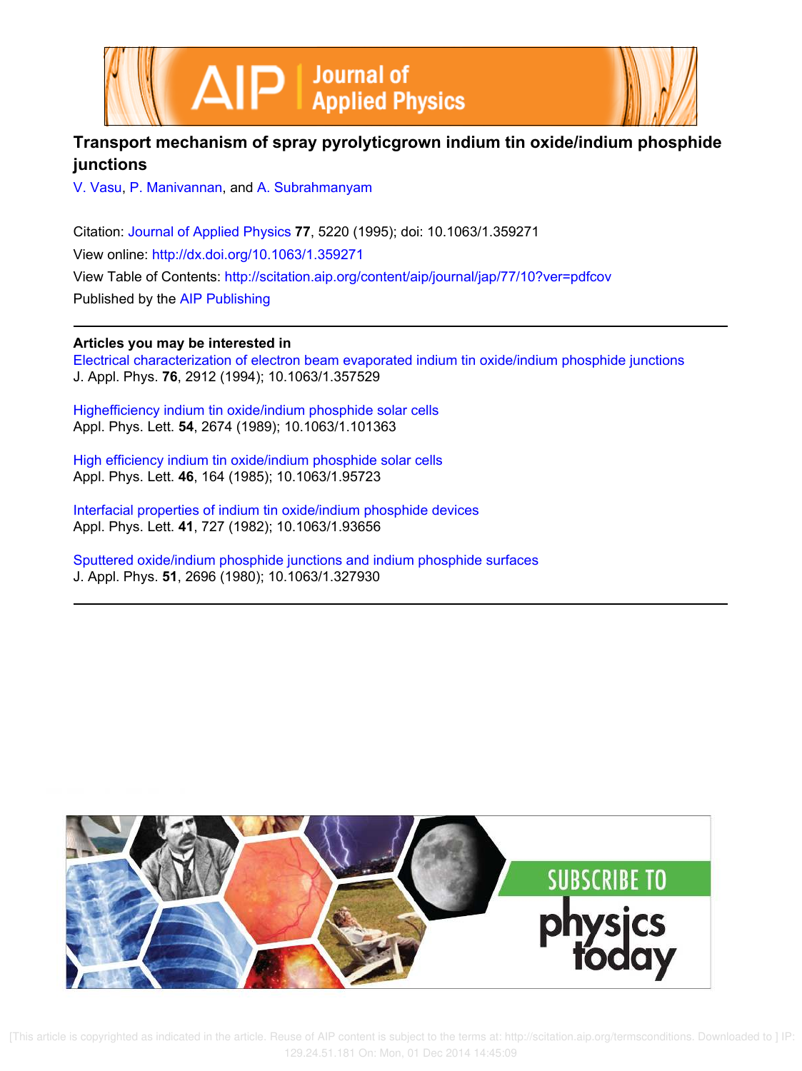# Transport mechanism of spray pyrolyticgrown indium tin oxide/indium phosphide junctions

V. Vasu, P. Manivannan, and A. Subrahmanyam

Citation: Journal of Applied Physics **77**, 5220 (1995); doi: 10.1063/1.359271

View online: http://dx.doi.org/10.1063/1.359271

View Table of Contents: http://scitation.aip.org/content/aip/journal/jap/77/10?ver=pdfcov

Published by the AIP Publishing

## Articles you may be interested in

Electrical characterization of electron beam evaporated indium tin oxide/indium phosphide junctions
J. Appl. Phys. **76**, 2912 (1994); 10.1063/1.357529

Highefficiency indium tin oxide/indium phosphide solar cells
Appl. Phys. Lett. **54**, 2674 (1989); 10.1063/1.101363

High efficiency indium tin oxide/indium phosphide solar cells
Appl. Phys. Lett. **46**, 164 (1985); 10.1063/1.95723

Interfacial properties of indium tin oxide/indium phosphide devices
Appl. Phys. Lett. **41**, 727 (1982); 10.1063/1.93656

Sputtered oxide/indium phosphide junctions and indium phosphide surfaces
J. Appl. Phys. **51**, 2696 (1980); 10.1063/1.327930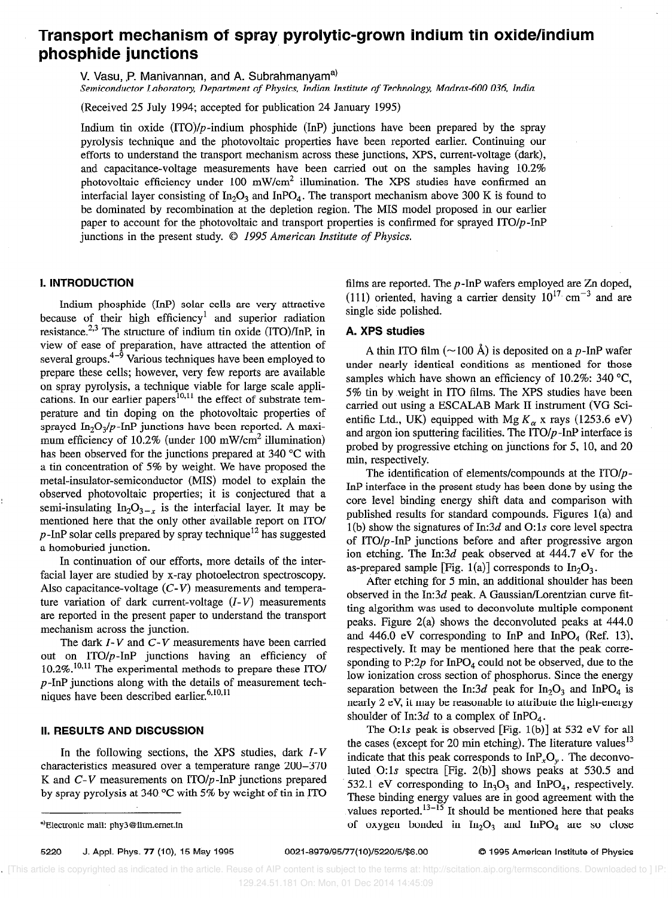# Transport mechanism of spray pyrolytic-grown indium tin oxide/indium phosphide junctions

V. Vasu, P. Manivannan, and A. Subrahmanyam[a]

*Semiconductor Laboratory, Department of Physics, Indian Institute of Technology, Madras-600 036, India*

(Received 25 July 1994; accepted for publication 24 January 1995)

Indium tin oxide (ITO)/*p*-indium phosphide (InP) junctions have been prepared by the spray pyrolysis technique and the photovoltaic properties have been reported earlier. Continuing our efforts to understand the transport mechanism across these junctions, XPS, current-voltage (dark), and capacitance-voltage measurements have been carried out on the samples having 10.2% photovoltaic efficiency under 100 $mW/cm^2$ illumination. The XPS studies have confirmed an interfacial layer consisting of $In_2O_3$ and $InPO_4$. The transport mechanism above 300 K is found to be dominated by recombination at the depletion region. The MIS model proposed in our earlier paper to account for the photovoltaic and transport properties is confirmed for sprayed ITO/*p*-InP junctions in the present study. © *1995 American Institute of Physics.*

## I. INTRODUCTION

Indium phosphide (InP) solar cells are very attractive because of their high efficiency[1] and superior radiation resistance.[2,3] The structure of indium tin oxide (ITO)/InP, in view of ease of preparation, have attracted the attention of several groups.[4–9] Various techniques have been employed to prepare these cells; however, very few reports are available on spray pyrolysis, a technique viable for large scale applications. In our earlier papers[10,11] the effect of substrate temperature and tin doping on the photovoltaic properties of sprayed $In_2O_3$/*p*-InP junctions have been reported. A maximum efficiency of 10.2% (under 100 $mW/cm^2$ illumination) has been observed for the junctions prepared at 340 °C with a tin concentration of 5% by weight. We have proposed the metal-insulator-semiconductor (MIS) model to explain the observed photovoltaic properties; it is conjectured that a semi-insulating $In_2O_{3-x}$ is the interfacial layer. It may be mentioned here that the only other available report on ITO/*p*-InP solar cells prepared by spray technique[12] has suggested a homoburied junction.

In continuation of our efforts, more details of the interfacial layer are studied by x-ray photoelectron spectroscopy. Also capacitance-voltage (*C-V*) measurements and temperature variation of dark current-voltage (*I-V*) measurements are reported in the present paper to understand the transport mechanism across the junction.

The dark *I-V* and *C-V* measurements have been carried out on ITO/*p*-InP junctions having an efficiency of 10.2%.[10,11] The experimental methods to prepare these ITO/*p*-InP junctions along with the details of measurement techniques have been described earlier.[6,10,11]

## II. RESULTS AND DISCUSSION

In the following sections, the XPS studies, dark *I-V* characteristics measured over a temperature range 200–370 K and *C-V* measurements on ITO/*p*-InP junctions prepared by spray pyrolysis at 340 °C with 5% by weight of tin in ITO films are reported. The *p*-InP wafers employed are Zn doped, (111) oriented, having a carrier density $10^{17}$ $cm^{-3}$ and are single side polished.

### A. XPS studies

A thin ITO film (~100 Å) is deposited on a *p*-InP wafer under nearly identical conditions as mentioned for those samples which have shown an efficiency of 10.2%: 340 °C, 5% tin by weight in ITO films. The XPS studies have been carried out using a ESCALAB Mark II instrument (VG Scientific Ltd., UK) equipped with Mg $K_\alpha$ x rays (1253.6 eV) and argon ion sputtering facilities. The ITO/*p*-InP interface is probed by progressive etching on junctions for 5, 10, and 20 min, respectively.

The identification of elements/compounds at the ITO/*p*-InP interface in the present study has been done by using the core level binding energy shift data and comparison with published results for standard compounds. Figures 1(a) and 1(b) show the signatures of In:3*d* and O:1*s* core level spectra of ITO/*p*-InP junctions before and after progressive argon ion etching. The In:3*d* peak observed at 444.7 eV for the as-prepared sample [Fig. 1(a)] corresponds to $In_2O_3$.

After etching for 5 min, an additional shoulder has been observed in the In:3*d* peak. A Gaussian/Lorentzian curve fitting algorithm was used to deconvolute multiple component peaks. Figure 2(a) shows the deconvoluted peaks at 444.0 and 446.0 eV corresponding to InP and $InPO_4$ (Ref. 13), respectively. It may be mentioned here that the peak corresponding to P:2*p* for $InPO_4$ could not be observed, due to the low ionization cross section of phosphorus. Since the energy separation between the In:3*d* peak for $In_2O_3$ and $InPO_4$ is nearly 2 eV, it may be reasonable to attribute the high-energy shoulder of In:3*d* to a complex of $InPO_4$.

The O:1*s* peak is observed [Fig. 1(b)] at 532 eV for all the cases (except for 20 min etching). The literature values[13] indicate that this peak corresponds to $InP_xO_y$. The deconvoluted O:1*s* spectra [Fig. 2(b)] shows peaks at 530.5 and 532.1 eV corresponding to $In_3O_3$ and $InPO_4$, respectively. These binding energy values are in good agreement with the values reported.[13–15] It should be mentioned here that peaks of oxygen bonded in $In_2O_3$ and $InPO_4$ are so close

[a] Electronic mail: phy3@iitm.ernet.in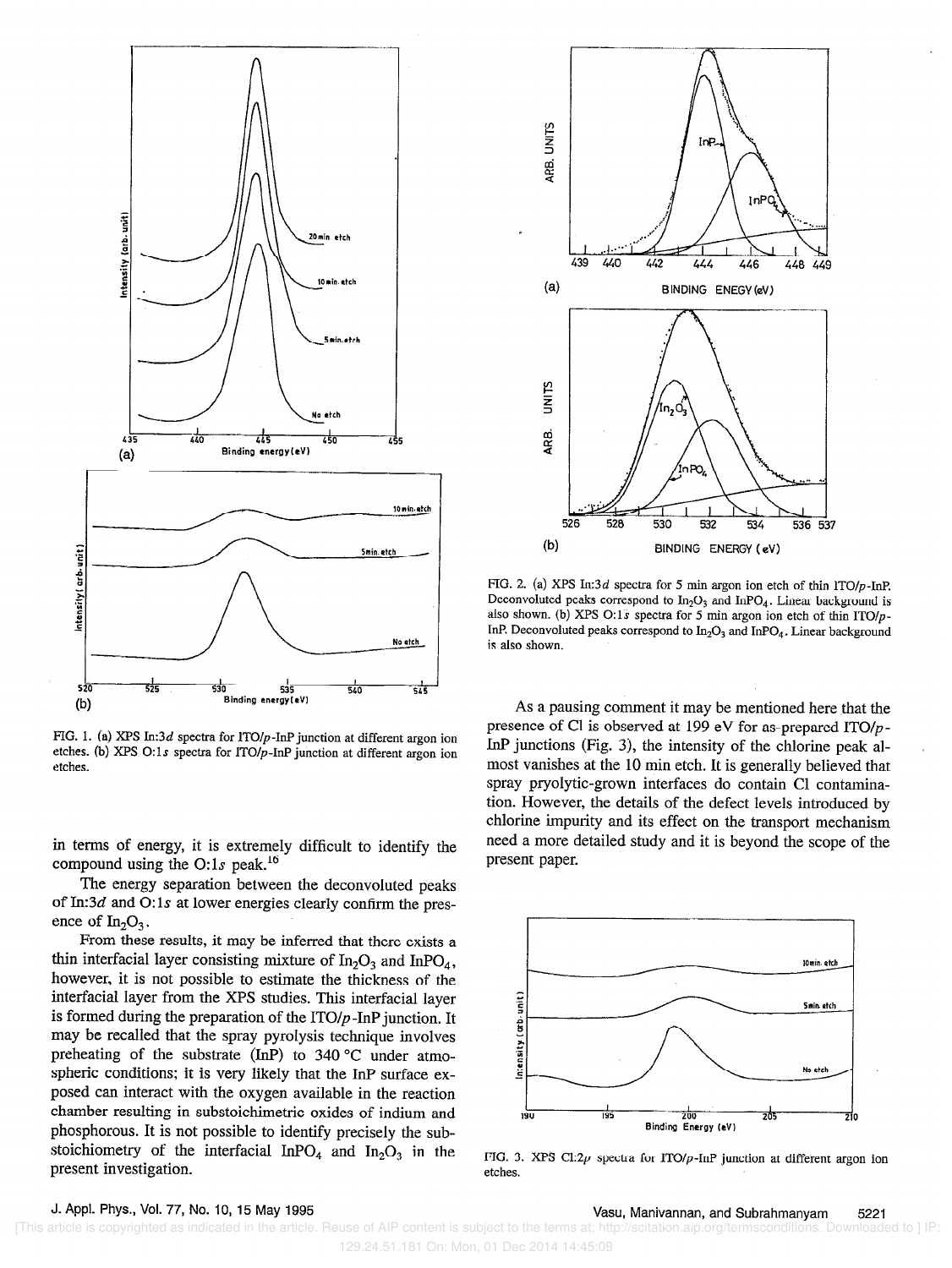FIG. 1. (a) XPS In:3$d$ spectra for ITO/$p$-InP junction at different argon ion etches. (b) XPS O:1$s$ spectra for ITO/$p$-InP junction at different argon ion etches.

in terms of energy, it is extremely difficult to identify the compound using the O:1$s$ peak.[16]

The energy separation between the deconvoluted peaks of In:3$d$ and O:1$s$ at lower energies clearly confirm the presence of $In_2O_3$.

From these results, it may be inferred that there exists a thin interfacial layer consisting mixture of $In_2O_3$ and $InPO_4$, however, it is not possible to estimate the thickness of the interfacial layer from the XPS studies. This interfacial layer is formed during the preparation of the ITO/$p$-InP junction. It may be recalled that the spray pyrolysis technique involves preheating of the substrate (InP) to 340 °C under atmospheric conditions; it is very likely that the InP surface exposed can interact with the oxygen available in the reaction chamber resulting in substoichimetric oxides of indium and phosphorous. It is not possible to identify precisely the substoichiometry of the interfacial $InPO_4$ and $In_2O_3$ in the present investigation.

FIG. 2. (a) XPS In:3$d$ spectra for 5 min argon ion etch of thin ITO/$p$-InP. Deconvoluted peaks correspond to $In_2O_3$ and $InPO_4$. Linear background is also shown. (b) XPS O:1$s$ spectra for 5 min argon ion etch of thin ITO/$p$-InP. Deconvoluted peaks correspond to $In_2O_3$ and $InPO_4$. Linear background is also shown.

As a pausing comment it may be mentioned here that the presence of Cl is observed at 199 eV for as-prepared ITO/$p$-InP junctions (Fig. 3), the intensity of the chlorine peak almost vanishes at the 10 min etch. It is generally believed that spray pyrolytic-grown interfaces do contain Cl contamination. However, the details of the defect levels introduced by chlorine impurity and its effect on the transport mechanism need a more detailed study and it is beyond the scope of the present paper.

FIG. 3. XPS Cl:2$p$ spectra for ITO/$p$-InP junction at different argon ion etches.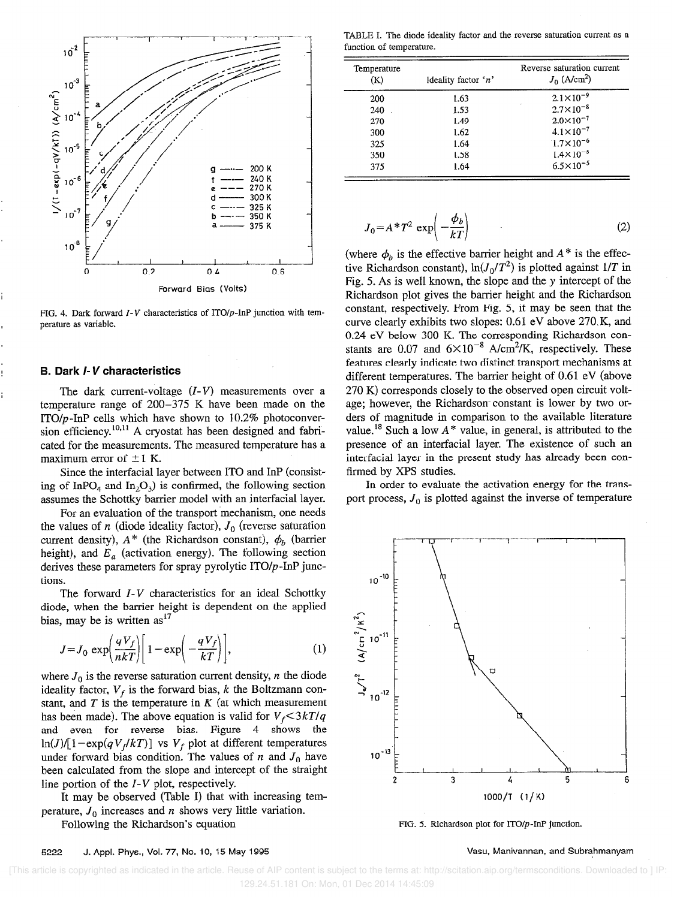FIG. 4. Dark forward $I$-$V$ characteristics of ITO/$p$-InP junction with temperature as variable.

### B. Dark $I$-$V$ characteristics

The dark current-voltage ($I$-$V$) measurements over a temperature range of 200–375 K have been made on the ITO/$p$-InP cells which have shown to 10.2% photoconversion efficiency.[10,11] A cryostat has been designed and fabricated for the measurements. The measured temperature has a maximum error of $\pm 1$ K.

Since the interfacial layer between ITO and InP (consisting of $InPO_4$ and $In_2O_3$) is confirmed, the following section assumes the Schottky barrier model with an interfacial layer.

For an evaluation of the transport mechanism, one needs the values of $n$ (diode ideality factor), $J_0$ (reverse saturation current density), $A^*$ (the Richardson constant), $\phi_b$ (barrier height), and $E_a$ (activation energy). The following section derives these parameters for spray pyrolytic ITO/$p$-InP junctions.

The forward $I$-$V$ characteristics for an ideal Schottky diode, when the barrier height is dependent on the applied bias, may be is written as[17]

$$J = J_0 \exp\left(\frac{qV_f}{nkT}\right)\left[1 - \exp\left(-\frac{qV_f}{kT}\right)\right], \tag{1}$$

where $J_0$ is the reverse saturation current density, $n$ the diode ideality factor, $V_f$ is the forward bias, $k$ the Boltzmann constant, and $T$ is the temperature in $K$ (at which measurement has been made). The above equation is valid for $V_f < 3kT/q$ and even for reverse bias. Figure 4 shows the $\ln(J)/[1 - \exp(qV_f/kT)]$ vs $V_f$ plot at different temperatures under forward bias condition. The values of $n$ and $J_0$ have been calculated from the slope and intercept of the straight line portion of the $I$-$V$ plot, respectively.

It may be observed (Table I) that with increasing temperature, $J_0$ increases and $n$ shows very little variation.

Following the Richardson's equation

TABLE I. The diode ideality factor and the reverse saturation current as a function of temperature.

| Temperature (K) | Ideality factor '$n$' | Reverse saturation current $J_0$ (A/cm$^2$) |
|---|---|---|
| 200 | 1.63 | $2.1 \times 10^{-9}$ |
| 240 | 1.53 | $2.7 \times 10^{-8}$ |
| 270 | 1.49 | $2.0 \times 10^{-7}$ |
| 300 | 1.62 | $4.1 \times 10^{-7}$ |
| 325 | 1.64 | $1.7 \times 10^{-6}$ |
| 350 | 1.58 | $1.4 \times 10^{-5}$ |
| 375 | 1.64 | $6.5 \times 10^{-5}$ |

$$J_0 = A^* T^2 \exp\left(-\frac{\phi_b}{kT}\right) \tag{2}$$

(where $\phi_b$ is the effective barrier height and $A^*$ is the effective Richardson constant), $\ln(J_0/T^2)$ is plotted against $1/T$ in Fig. 5. As is well known, the slope and the y intercept of the Richardson plot gives the barrier height and the Richardson constant, respectively. From Fig. 5, it may be seen that the curve clearly exhibits two slopes: 0.61 eV above 270 K, and 0.24 eV below 300 K. The corresponding Richardson constants are 0.07 and $6 \times 10^{-8}$ A/cm$^2$/K, respectively. These features clearly indicate two distinct transport mechanisms at different temperatures. The barrier height of 0.61 eV (above 270 K) corresponds closely to the observed open circuit voltage; however, the Richardson constant is lower by two orders of magnitude in comparison to the available literature value.[18] Such a low $A^*$ value, in general, is attributed to the presence of an interfacial layer. The existence of such an interfacial layer in the present study has already been confirmed by XPS studies.

In order to evaluate the activation energy for the transport process, $J_0$ is plotted against the inverse of temperature

FIG. 5. Richardson plot for ITO/$p$-InP junction.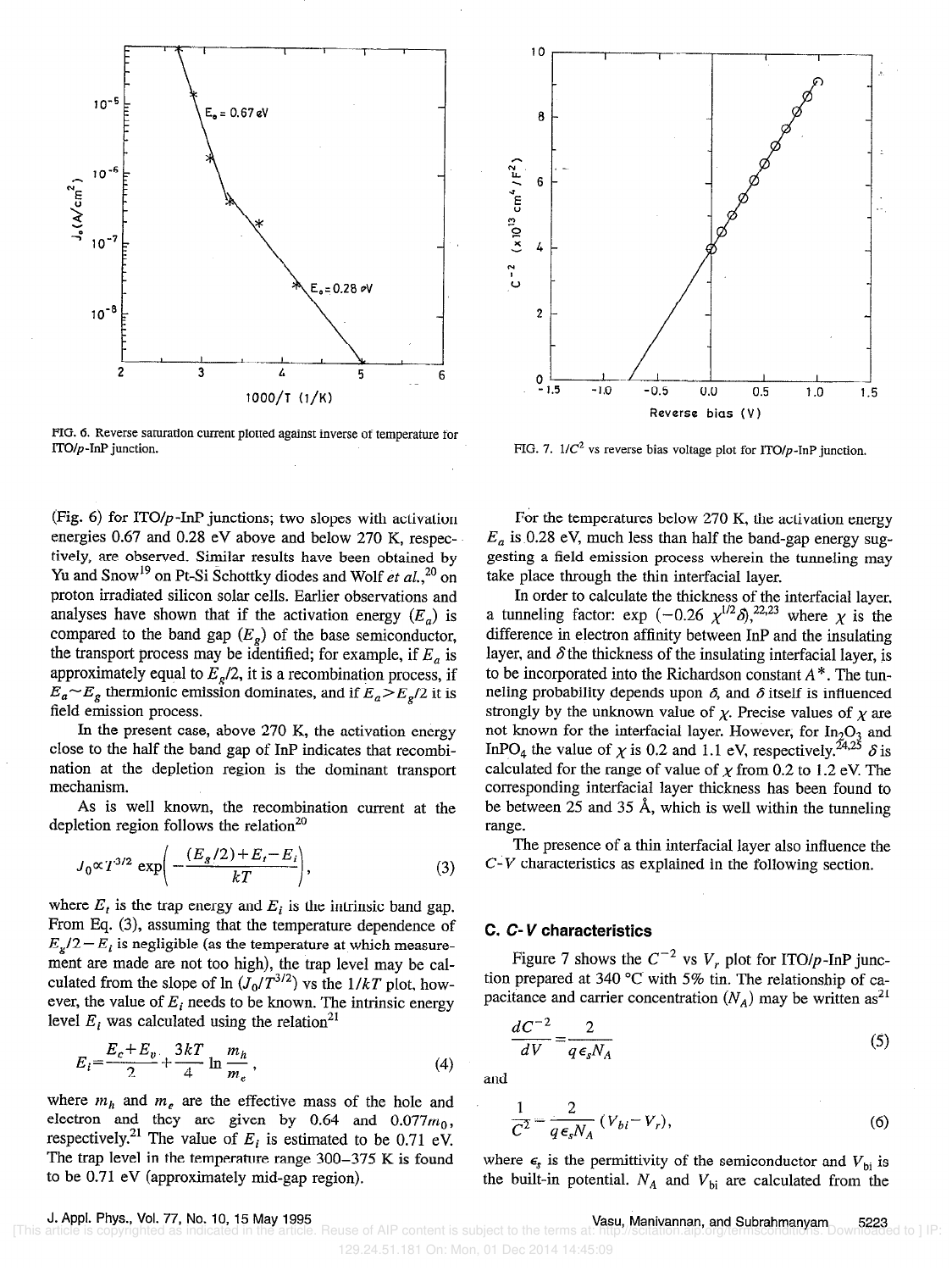FIG. 6. Reverse saturation current plotted against inverse of temperature for ITO/$p$-InP junction.

FIG. 7. $1/C^2$ vs reverse bias voltage plot for ITO/$p$-InP junction.

(Fig. 6) for ITO/$p$-InP junctions; two slopes with activation energies 0.67 and 0.28 eV above and below 270 K, respectively, are observed. Similar results have been obtained by Yu and Snow[19] on Pt-Si Schottky diodes and Wolf *et al.*,[20] on proton irradiated silicon solar cells. Earlier observations and analyses have shown that if the activation energy ($E_a$) is compared to the band gap ($E_g$) of the base semiconductor, the transport process may be identified; for example, if $E_a$ is approximately equal to $E_g/2$, it is a recombination process, if $E_a \sim E_g$ thermionic emission dominates, and if $E_a > E_g/2$ it is field emission process.

In the present case, above 270 K, the activation energy close to the half the band gap of InP indicates that recombination at the depletion region is the dominant transport mechanism.

As is well known, the recombination current at the depletion region follows the relation[20]

$$J_0 \propto T^{3/2} \exp\left(-\frac{(E_g/2)+E_t-E_i}{kT}\right), \tag{3}$$

where $E_t$ is the trap energy and $E_i$ is the intrinsic band gap. From Eq. (3), assuming that the temperature dependence of $E_g/2-E_i$ is negligible (as the temperature at which measurement are made are not too high), the trap level may be calculated from the slope of ln ($J_0/T^{3/2}$) vs the $1/kT$ plot, however, the value of $E_i$ needs to be known. The intrinsic energy level $E_i$ was calculated using the relation[21]

$$E_i = \frac{E_c+E_v}{2} + \frac{3kT}{4} \ln\frac{m_h}{m_e}, \tag{4}$$

where $m_h$ and $m_e$ are the effective mass of the hole and electron and they are given by 0.64 and $0.077m_0$, respectively.[21] The value of $E_i$ is estimated to be 0.71 eV. The trap level in the temperature range 300–375 K is found to be 0.71 eV (approximately mid-gap region).

For the temperatures below 270 K, the activation energy $E_a$ is 0.28 eV, much less than half the band-gap energy suggesting a field emission process wherein the tunneling may take place through the thin interfacial layer.

In order to calculate the thickness of the interfacial layer, a tunneling factor: $\exp(-0.26\,\chi^{1/2}\delta)$,[22,23] where $\chi$ is the difference in electron affinity between InP and the insulating layer, and $\delta$ the thickness of the insulating interfacial layer, is to be incorporated into the Richardson constant $A^*$. The tunneling probability depends upon $\delta$, and $\delta$ itself is influenced strongly by the unknown value of $\chi$. Precise values of $\chi$ are not known for the interfacial layer. However, for $In_2O_3$ and $InPO_4$ the value of $\chi$ is 0.2 and 1.1 eV, respectively.[24,25] $\delta$ is calculated for the range of value of $\chi$ from 0.2 to 1.2 eV. The corresponding interfacial layer thickness has been found to be between 25 and 35 Å, which is well within the tunneling range.

The presence of a thin interfacial layer also influence the $C$-$V$ characteristics as explained in the following section.

### C. $C$-$V$ characteristics

Figure 7 shows the $C^{-2}$ vs $V_r$ plot for ITO/$p$-InP junction prepared at 340 °C with 5% tin. The relationship of capacitance and carrier concentration ($N_A$) may be written as[21]

$$\frac{dC^{-2}}{dV} = \frac{2}{q\epsilon_s N_A} \tag{5}$$

and

$$\frac{1}{C^2} = \frac{2}{q\epsilon_s N_A}(V_{bi}-V_r), \tag{6}$$

where $\epsilon_s$ is the permittivity of the semiconductor and $V_{bi}$ is the built-in potential. $N_A$ and $V_{bi}$ are calculated from the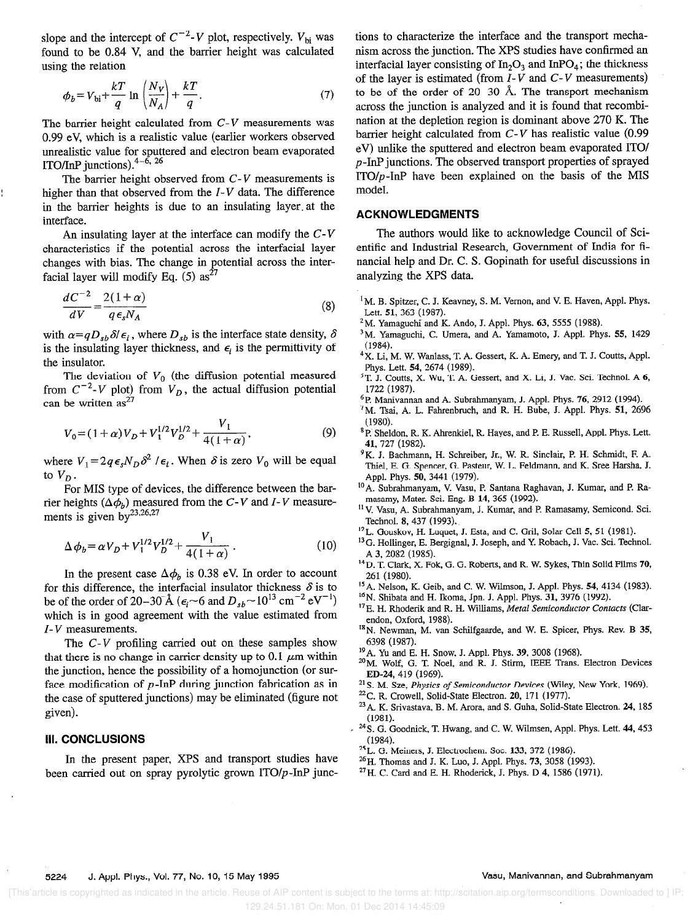slope and the intercept of $C^{-2}$-$V$ plot, respectively. $V_{bi}$ was found to be 0.84 V, and the barrier height was calculated using the relation

$$\phi_b = V_{bi} + \frac{kT}{q} \ln\left(\frac{N_V}{N_A}\right) + \frac{kT}{q}. \tag{7}$$

The barrier height calculated from $C$-$V$ measurements was 0.99 eV, which is a realistic value (earlier workers observed unrealistic value for sputtered and electron beam evaporated ITO/InP junctions).[4–6, 26]

The barrier height observed from $C$-$V$ measurements is higher than that observed from the $I$-$V$ data. The difference in the barrier heights is due to an insulating layer at the interface.

An insulating layer at the interface can modify the $C$-$V$ characteristics if the potential across the interfacial layer changes with bias. The change in potential across the interfacial layer will modify Eq. (5) as[27]

$$\frac{dC^{-2}}{dV} = \frac{2(1+\alpha)}{q\epsilon_s N_A} \tag{8}$$

with $\alpha = qD_{sb}\delta/\epsilon_i$, where $D_{sb}$ is the interface state density, $\delta$ is the insulating layer thickness, and $\epsilon_i$ is the permittivity of the insulator.

The deviation of $V_0$ (the diffusion potential measured from $C^{-2}$-$V$ plot) from $V_D$, the actual diffusion potential can be written as[27]

$$V_0 = (1+\alpha)V_D + V_1^{1/2}V_D^{1/2} + \frac{V_1}{4(1+\alpha)}, \tag{9}$$

where $V_1 = 2q\epsilon_s N_D \delta^2 / \epsilon_i$. When $\delta$ is zero $V_0$ will be equal to $V_D$.

For MIS type of devices, the difference between the barrier heights ($\Delta\phi_b$) measured from the $C$-$V$ and $I$-$V$ measurements is given by[23,26,27]

$$\Delta\phi_b = \alpha V_D + V_1^{1/2}V_D^{1/2} + \frac{V_1}{4(1+\alpha)}. \tag{10}$$

In the present case $\Delta\phi_b$ is 0.38 eV. In order to account for this difference, the interfacial insulator thickness $\delta$ is to be of the order of 20–30 Å ($\epsilon_i \sim 6$ and $D_{sb} \sim 10^{13}$ cm$^{-2}$ eV$^{-1}$) which is in good agreement with the value estimated from $I$-$V$ measurements.

The $C$-$V$ profiling carried out on these samples show that there is no change in carrier density up to 0.1 $\mu$m within the junction, hence the possibility of a homojunction (or surface modification of $p$-InP during junction fabrication as in the case of sputtered junctions) may be eliminated (figure not given).

## III. CONCLUSIONS

In the present paper, XPS and transport studies have been carried out on spray pyrolytic grown ITO/$p$-InP junctions to characterize the interface and the transport mechanism across the junction. The XPS studies have confirmed an interfacial layer consisting of $In_2O_3$ and $InPO_4$; the thickness of the layer is estimated (from $I$-$V$ and $C$-$V$ measurements) to be of the order of 20 30 Å. The transport mechanism across the junction is analyzed and it is found that recombination at the depletion region is dominant above 270 K. The barrier height calculated from $C$-$V$ has realistic value (0.99 eV) unlike the sputtered and electron beam evaporated ITO/$p$-InP junctions. The observed transport properties of sprayed ITO/$p$-InP have been explained on the basis of the MIS model.

## ACKNOWLEDGMENTS

The authors would like to acknowledge Council of Scientific and Industrial Research, Government of India for financial help and Dr. C. S. Gopinath for useful discussions in analyzing the XPS data.

[1] M. B. Spitzer, C. J. Keavney, S. M. Vernon, and V. E. Haven, Appl. Phys. Lett. **51**, 363 (1987).
[2] M. Yamaguchi and K. Ando, J. Appl. Phys. **63**, 5555 (1988).
[3] M. Yamaguchi, C. Umera, and A. Yamamoto, J. Appl. Phys. **55**, 1429 (1984).
[4] X. Li, M. W. Wanlass, T. A. Gessert, K. A. Emery, and T. J. Coutts, Appl. Phys. Lett. **54**, 2674 (1989).
[5] T. J. Coutts, X. Wu, T. A. Gessert, and X. Li, J. Vac. Sci. Technol. A **6**, 1722 (1987).
[6] P. Manivannan and A. Subrahmanyam, J. Appl. Phys. **76**, 2912 (1994).
[7] M. Tsai, A. L. Fahrenbruch, and R. H. Bube, J. Appl. Phys. **51**, 2696 (1980).
[8] P. Sheldon, R. K. Ahrenkiel, R. Hayes, and P. E. Russell, Appl. Phys. Lett. **41**, 727 (1982).
[9] K. J. Bachmann, H. Schreiber, Jr., W. R. Sinclair, P. H. Schmidt, F. A. Thiel, E. G. Spencer, G. Pasteur, W. L. Feldmann, and K. Sree Harsha, J. Appl. Phys. **50**, 3441 (1979).
[10] A. Subrahmanyam, V. Vasu, P. Santana Raghavan, J. Kumar, and P. Ramasamy, Mater. Sci. Eng. B **14**, 365 (1992).
[11] V. Vasu, A. Subrahmanyam, J. Kumar, and P. Ramasamy, Semicond. Sci. Technol. **8**, 437 (1993).
[12] L. Gouskov, H. Luquet, J. Esta, and C. Gril, Solar Cell **5**, 51 (1981).
[13] G. Hollinger, E. Bergignal, J. Joseph, and Y. Robach, J. Vac. Sci. Technol. A **3**, 2082 (1985).
[14] D. T. Clark, X. Fok, G. G. Roberts, and R. W. Sykes, Thin Solid Films **70**, 261 (1980).
[15] A. Nelson, K. Geib, and C. W. Wilmson, J. Appl. Phys. **54**, 4134 (1983).
[16] N. Shibata and H. Ikoma, Jpn. J. Appl. Phys. **31**, 3976 (1992).
[17] E. H. Rhoderik and R. H. Williams, *Metal Semiconductor Contacts* (Clarendon, Oxford, 1988).
[18] N. Newman, M. van Schilfgaarde, and W. E. Spicer, Phys. Rev. B **35**, 6398 (1987).
[19] A. Yu and E. H. Snow, J. Appl. Phys. **39**, 3008 (1968).
[20] M. Wolf, G. T. Noel, and R. J. Stirm, IEEE Trans. Electron Devices **ED-24**, 419 (1969).
[21] S. M. Sze, *Physics of Semiconductor Devices* (Wiley, New York, 1969).
[22] C. R. Crowell, Solid-State Electron. **20**, 171 (1977).
[23] A. K. Srivastava, B. M. Arora, and S. Guha, Solid-State Electron. **24**, 185 (1981).
[24] S. G. Goodnick, T. Hwang, and C. W. Wilmsen, Appl. Phys. Lett. **44**, 453 (1984).
[25] L. G. Meiners, J. Electrochem. Soc. **133**, 372 (1986).
[26] H. Thomas and J. K. Luo, J. Appl. Phys. **73**, 3058 (1993).
[27] H. C. Card and E. H. Rhoderick, J. Phys. D **4**, 1586 (1971).